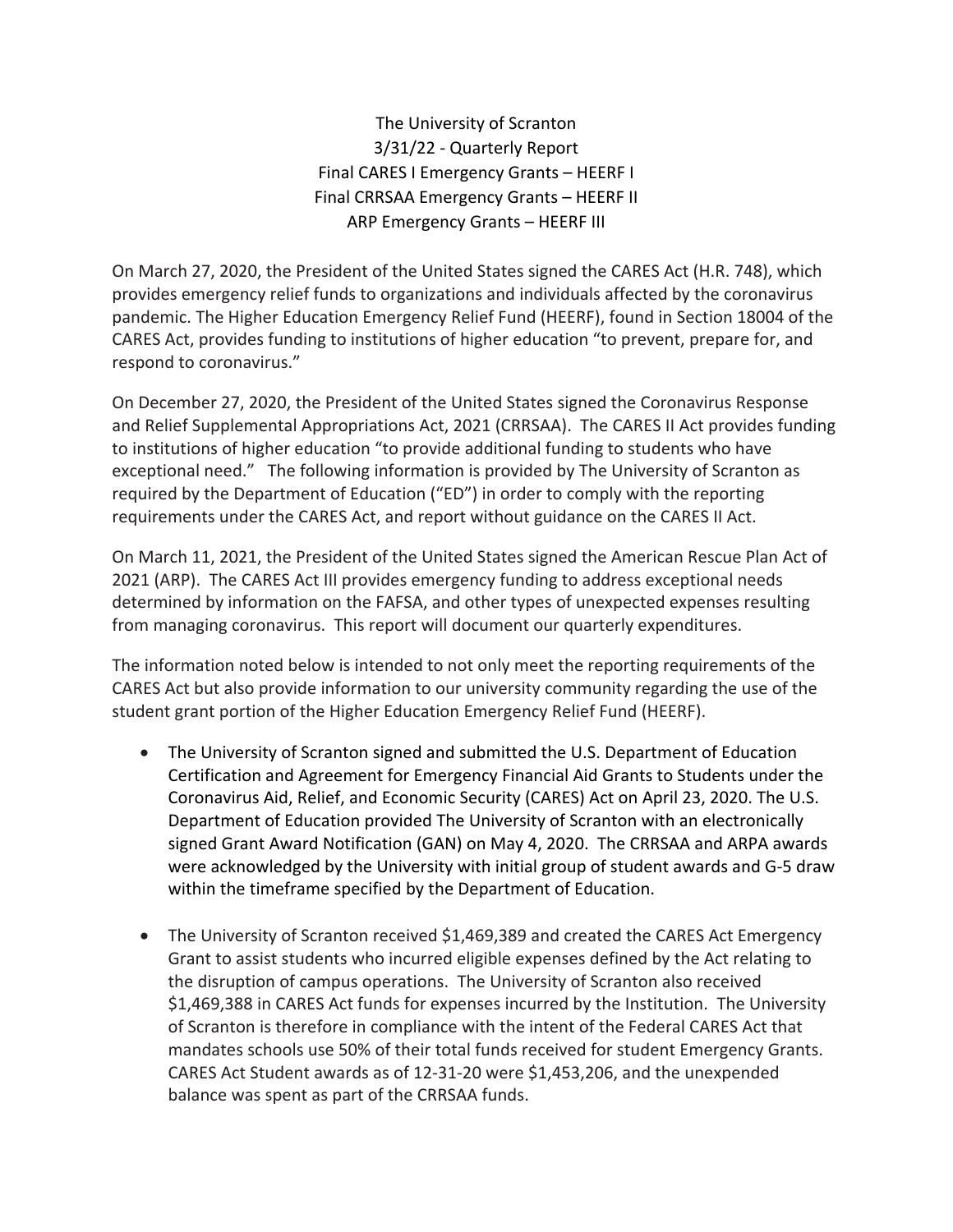# The University of Scranton
## 3/31/22 - Quarterly Report
## Final CARES I Emergency Grants – HEERF I
## Final CRRSAA Emergency Grants – HEERF II
## ARP Emergency Grants – HEERF III

On March 27, 2020, the President of the United States signed the CARES Act (H.R. 748), which provides emergency relief funds to organizations and individuals affected by the coronavirus pandemic. The Higher Education Emergency Relief Fund (HEERF), found in Section 18004 of the CARES Act, provides funding to institutions of higher education "to prevent, prepare for, and respond to coronavirus."

On December 27, 2020, the President of the United States signed the Coronavirus Response and Relief Supplemental Appropriations Act, 2021 (CRRSAA). The CARES II Act provides funding to institutions of higher education "to provide additional funding to students who have exceptional need." The following information is provided by The University of Scranton as required by the Department of Education ("ED") in order to comply with the reporting requirements under the CARES Act, and report without guidance on the CARES II Act.

On March 11, 2021, the President of the United States signed the American Rescue Plan Act of 2021 (ARP). The CARES Act III provides emergency funding to address exceptional needs determined by information on the FAFSA, and other types of unexpected expenses resulting from managing coronavirus. This report will document our quarterly expenditures.

The information noted below is intended to not only meet the reporting requirements of the CARES Act but also provide information to our university community regarding the use of the student grant portion of the Higher Education Emergency Relief Fund (HEERF).

- The University of Scranton signed and submitted the U.S. Department of Education Certification and Agreement for Emergency Financial Aid Grants to Students under the Coronavirus Aid, Relief, and Economic Security (CARES) Act on April 23, 2020. The U.S. Department of Education provided The University of Scranton with an electronically signed Grant Award Notification (GAN) on May 4, 2020. The CRRSAA and ARPA awards were acknowledged by the University with initial group of student awards and G-5 draw within the timeframe specified by the Department of Education.

- The University of Scranton received $1,469,389 and created the CARES Act Emergency Grant to assist students who incurred eligible expenses defined by the Act relating to the disruption of campus operations. The University of Scranton also received $1,469,388 in CARES Act funds for expenses incurred by the Institution. The University of Scranton is therefore in compliance with the intent of the Federal CARES Act that mandates schools use 50% of their total funds received for student Emergency Grants. CARES Act Student awards as of 12-31-20 were $1,453,206, and the unexpended balance was spent as part of the CRRSAA funds.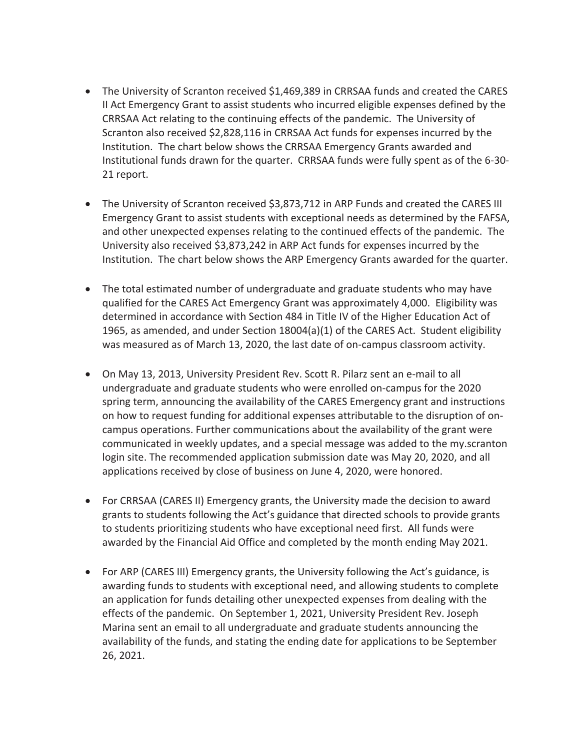- The University of Scranton received $1,469,389 in CRRSAA funds and created the CARES II Act Emergency Grant to assist students who incurred eligible expenses defined by the CRRSAA Act relating to the continuing effects of the pandemic. The University of Scranton also received $2,828,116 in CRRSAA Act funds for expenses incurred by the Institution. The chart below shows the CRRSAA Emergency Grants awarded and Institutional funds drawn for the quarter. CRRSAA funds were fully spent as of the 6-30-21 report.

- The University of Scranton received $3,873,712 in ARP Funds and created the CARES III Emergency Grant to assist students with exceptional needs as determined by the FAFSA, and other unexpected expenses relating to the continued effects of the pandemic. The University also received $3,873,242 in ARP Act funds for expenses incurred by the Institution. The chart below shows the ARP Emergency Grants awarded for the quarter.

- The total estimated number of undergraduate and graduate students who may have qualified for the CARES Act Emergency Grant was approximately 4,000. Eligibility was determined in accordance with Section 484 in Title IV of the Higher Education Act of 1965, as amended, and under Section 18004(a)(1) of the CARES Act. Student eligibility was measured as of March 13, 2020, the last date of on-campus classroom activity.

- On May 13, 2013, University President Rev. Scott R. Pilarz sent an e-mail to all undergraduate and graduate students who were enrolled on-campus for the 2020 spring term, announcing the availability of the CARES Emergency grant and instructions on how to request funding for additional expenses attributable to the disruption of on-campus operations. Further communications about the availability of the grant were communicated in weekly updates, and a special message was added to the my.scranton login site. The recommended application submission date was May 20, 2020, and all applications received by close of business on June 4, 2020, were honored.

- For CRRSAA (CARES II) Emergency grants, the University made the decision to award grants to students following the Act's guidance that directed schools to provide grants to students prioritizing students who have exceptional need first. All funds were awarded by the Financial Aid Office and completed by the month ending May 2021.

- For ARP (CARES III) Emergency grants, the University following the Act's guidance, is awarding funds to students with exceptional need, and allowing students to complete an application for funds detailing other unexpected expenses from dealing with the effects of the pandemic. On September 1, 2021, University President Rev. Joseph Marina sent an email to all undergraduate and graduate students announcing the availability of the funds, and stating the ending date for applications to be September 26, 2021.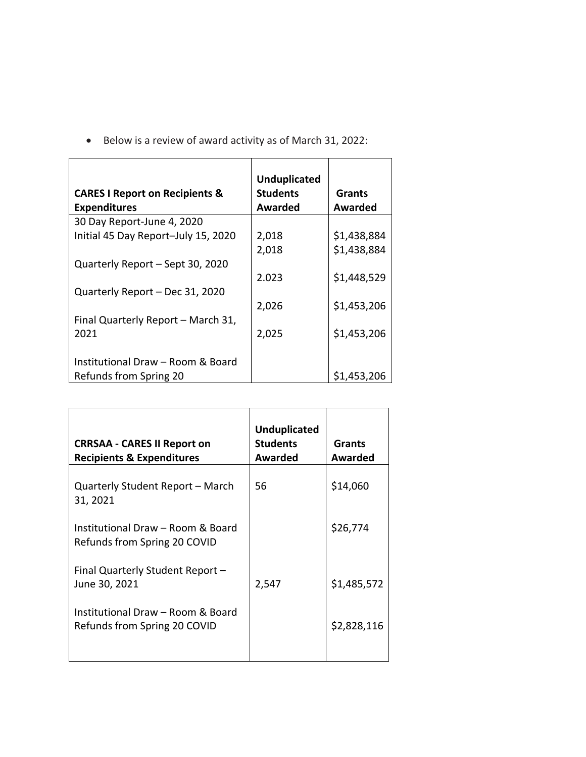- Below is a review of award activity as of March 31, 2022:

| CARES I Report on Recipients & Expenditures | Unduplicated Students Awarded | Grants Awarded |
|---|---|---|
| 30 Day Report-June 4, 2020 | 2,018 | $1,438,884 |
| Initial 45 Day Report–July 15, 2020 | 2,018 | $1,438,884 |
| Quarterly Report – Sept 30, 2020 | 2.023 | $1,448,529 |
| Quarterly Report – Dec 31, 2020 | 2,026 | $1,453,206 |
| Final Quarterly Report – March 31, 2021 | 2,025 | $1,453,206 |
| Institutional Draw – Room & Board Refunds from Spring 20 | | $1,453,206 |

| CRRSAA - CARES II Report on Recipients & Expenditures | Unduplicated Students Awarded | Grants Awarded |
|---|---|---|
| Quarterly Student Report – March 31, 2021 | 56 | $14,060 |
| Institutional Draw – Room & Board Refunds from Spring 20 COVID | | $26,774 |
| Final Quarterly Student Report – June 30, 2021 | 2,547 | $1,485,572 |
| Institutional Draw – Room & Board Refunds from Spring 20 COVID | | $2,828,116 |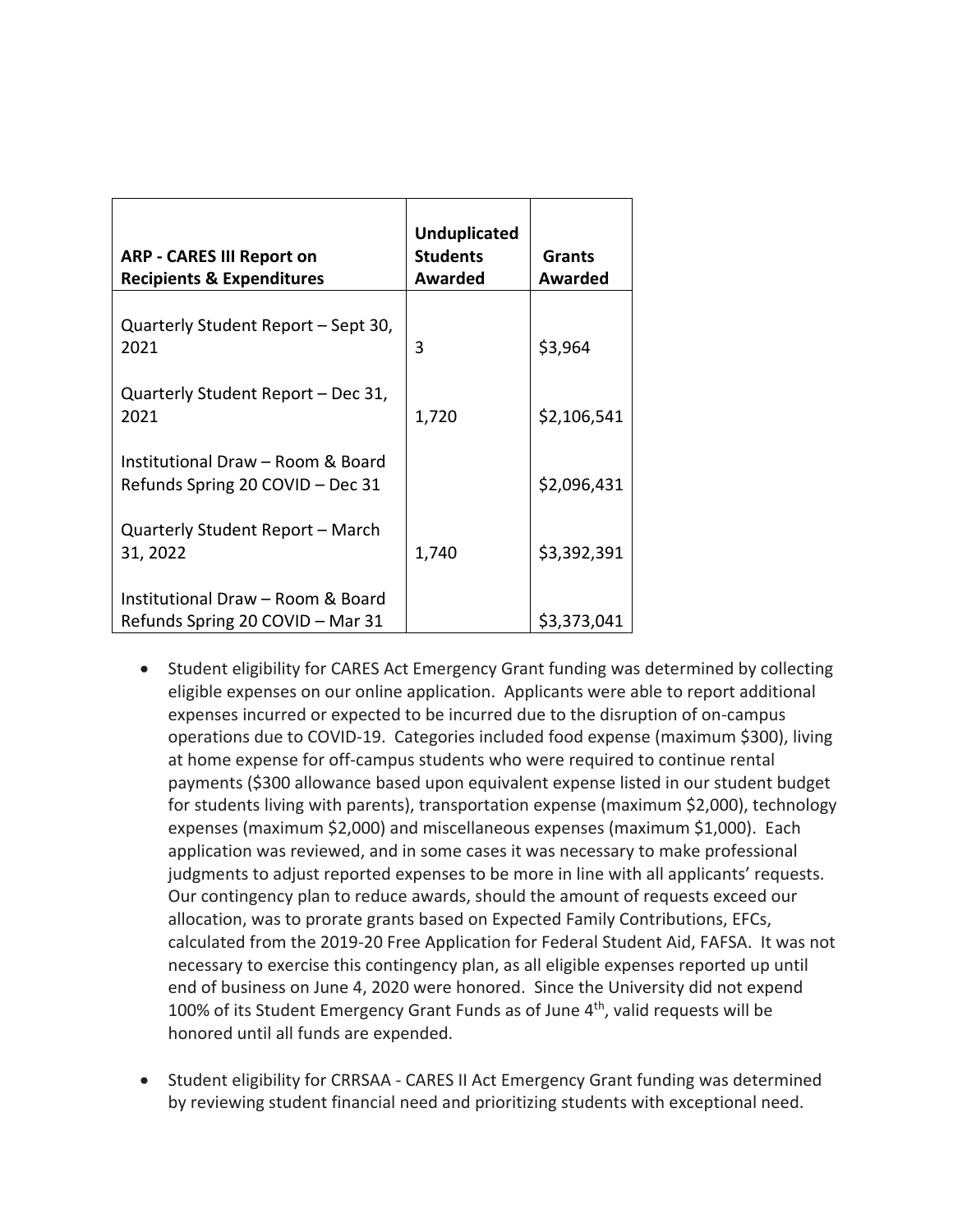| ARP - CARES III Report on Recipients & Expenditures | Unduplicated Students Awarded | Grants Awarded |
|---|---|---|
| Quarterly Student Report – Sept 30, 2021 | 3 | $3,964 |
| Quarterly Student Report – Dec 31, 2021 | 1,720 | $2,106,541 |
| Institutional Draw – Room & Board Refunds Spring 20 COVID – Dec 31 | | $2,096,431 |
| Quarterly Student Report – March 31, 2022 | 1,740 | $3,392,391 |
| Institutional Draw – Room & Board Refunds Spring 20 COVID – Mar 31 | | $3,373,041 |

- Student eligibility for CARES Act Emergency Grant funding was determined by collecting eligible expenses on our online application. Applicants were able to report additional expenses incurred or expected to be incurred due to the disruption of on-campus operations due to COVID-19. Categories included food expense (maximum $300), living at home expense for off-campus students who were required to continue rental payments ($300 allowance based upon equivalent expense listed in our student budget for students living with parents), transportation expense (maximum $2,000), technology expenses (maximum $2,000) and miscellaneous expenses (maximum $1,000). Each application was reviewed, and in some cases it was necessary to make professional judgments to adjust reported expenses to be more in line with all applicants' requests. Our contingency plan to reduce awards, should the amount of requests exceed our allocation, was to prorate grants based on Expected Family Contributions, EFCs, calculated from the 2019-20 Free Application for Federal Student Aid, FAFSA. It was not necessary to exercise this contingency plan, as all eligible expenses reported up until end of business on June 4, 2020 were honored. Since the University did not expend 100% of its Student Emergency Grant Funds as of June 4th, valid requests will be honored until all funds are expended.

- Student eligibility for CRRSAA - CARES II Act Emergency Grant funding was determined by reviewing student financial need and prioritizing students with exceptional need.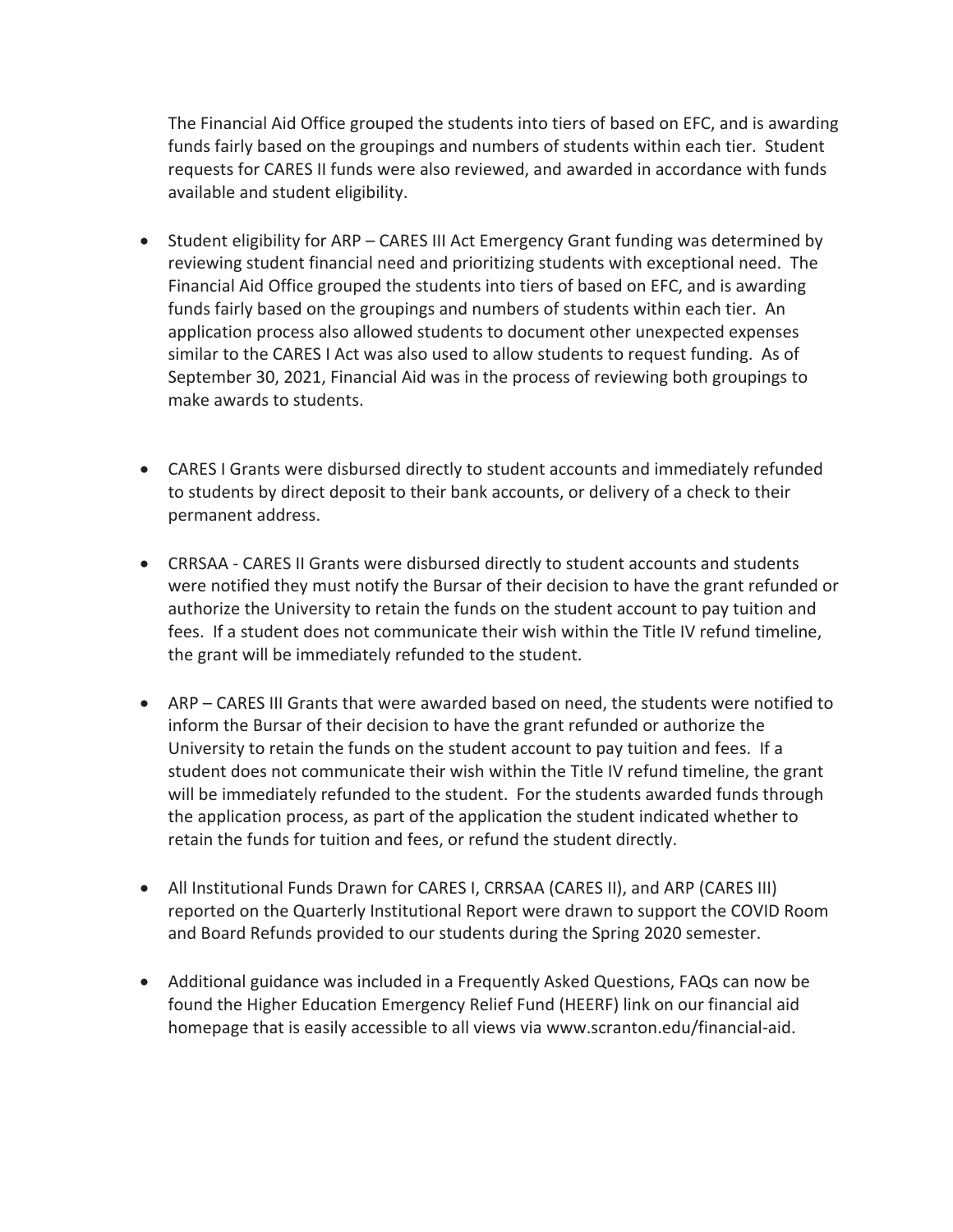The Financial Aid Office grouped the students into tiers of based on EFC, and is awarding funds fairly based on the groupings and numbers of students within each tier. Student requests for CARES II funds were also reviewed, and awarded in accordance with funds available and student eligibility.

- Student eligibility for ARP – CARES III Act Emergency Grant funding was determined by reviewing student financial need and prioritizing students with exceptional need. The Financial Aid Office grouped the students into tiers of based on EFC, and is awarding funds fairly based on the groupings and numbers of students within each tier. An application process also allowed students to document other unexpected expenses similar to the CARES I Act was also used to allow students to request funding. As of September 30, 2021, Financial Aid was in the process of reviewing both groupings to make awards to students.

- CARES I Grants were disbursed directly to student accounts and immediately refunded to students by direct deposit to their bank accounts, or delivery of a check to their permanent address.

- CRRSAA - CARES II Grants were disbursed directly to student accounts and students were notified they must notify the Bursar of their decision to have the grant refunded or authorize the University to retain the funds on the student account to pay tuition and fees. If a student does not communicate their wish within the Title IV refund timeline, the grant will be immediately refunded to the student.

- ARP – CARES III Grants that were awarded based on need, the students were notified to inform the Bursar of their decision to have the grant refunded or authorize the University to retain the funds on the student account to pay tuition and fees. If a student does not communicate their wish within the Title IV refund timeline, the grant will be immediately refunded to the student. For the students awarded funds through the application process, as part of the application the student indicated whether to retain the funds for tuition and fees, or refund the student directly.

- All Institutional Funds Drawn for CARES I, CRRSAA (CARES II), and ARP (CARES III) reported on the Quarterly Institutional Report were drawn to support the COVID Room and Board Refunds provided to our students during the Spring 2020 semester.

- Additional guidance was included in a Frequently Asked Questions, FAQs can now be found the Higher Education Emergency Relief Fund (HEERF) link on our financial aid homepage that is easily accessible to all views via www.scranton.edu/financial-aid.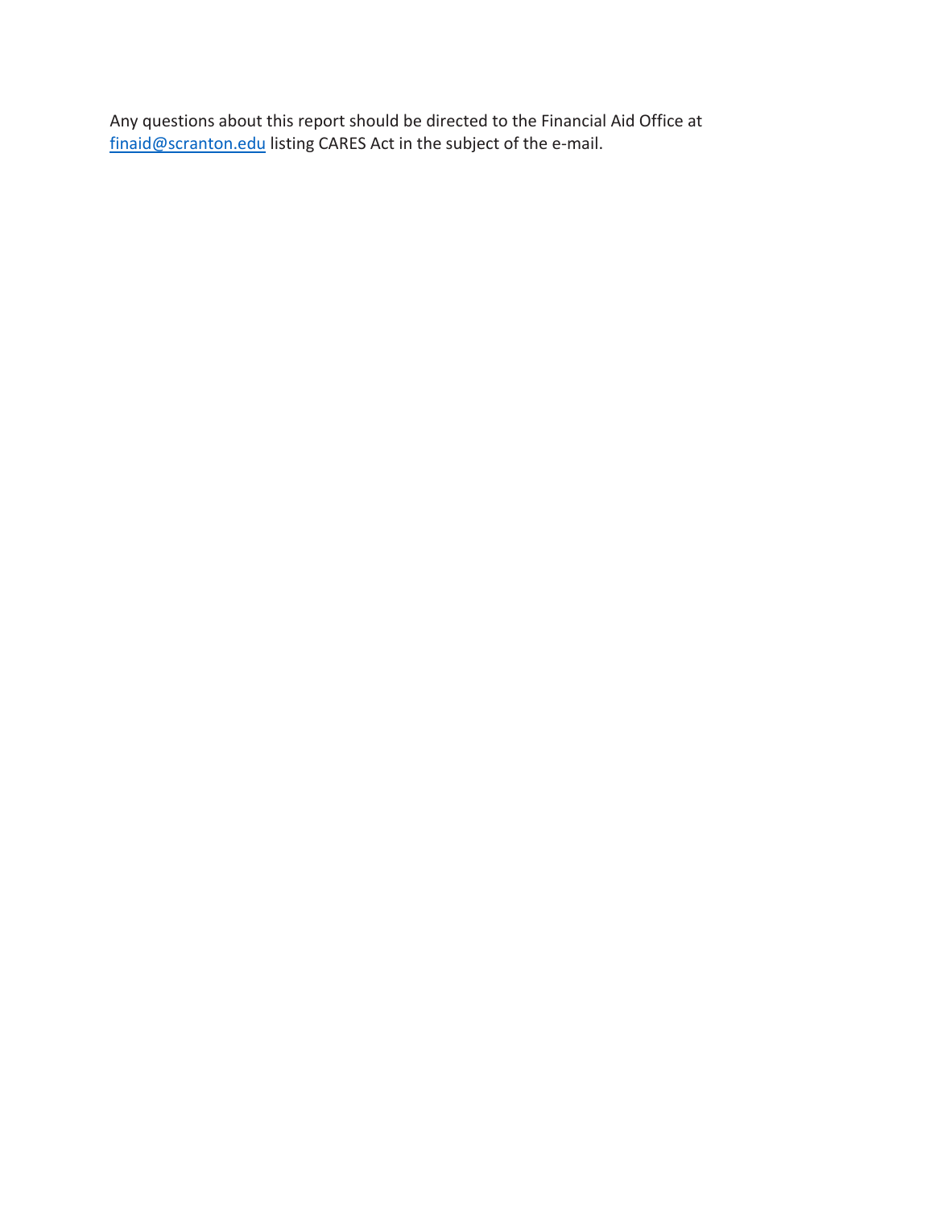Any questions about this report should be directed to the Financial Aid Office at [finaid@scranton.edu](mailto:finaid@scranton.edu) listing CARES Act in the subject of the e-mail.